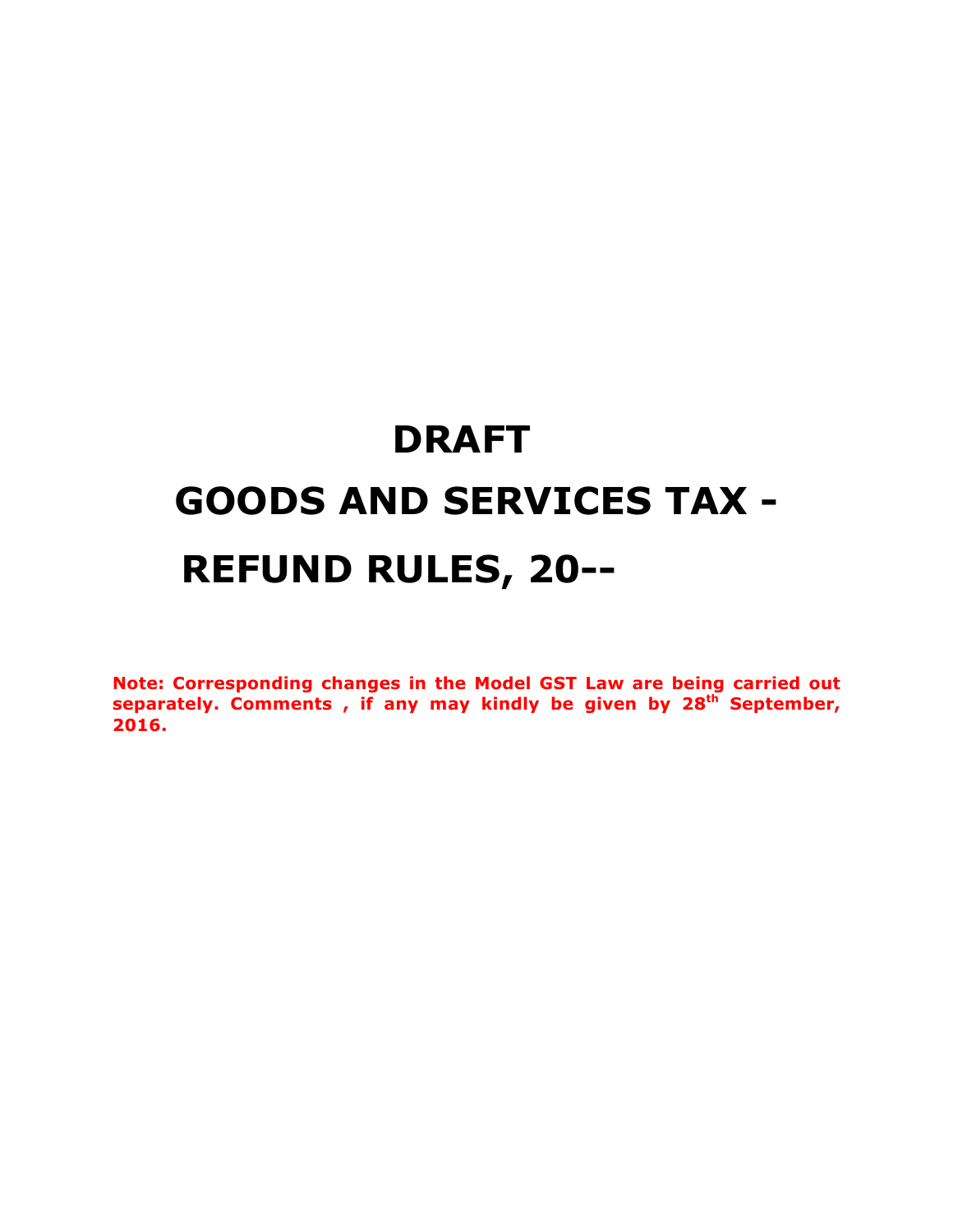# DRAFT

# GOODS AND SERVICES TAX - REFUND RULES, 20--

**Note: Corresponding changes in the Model GST Law are being carried out separately. Comments , if any may kindly be given by 28th September, 2016.**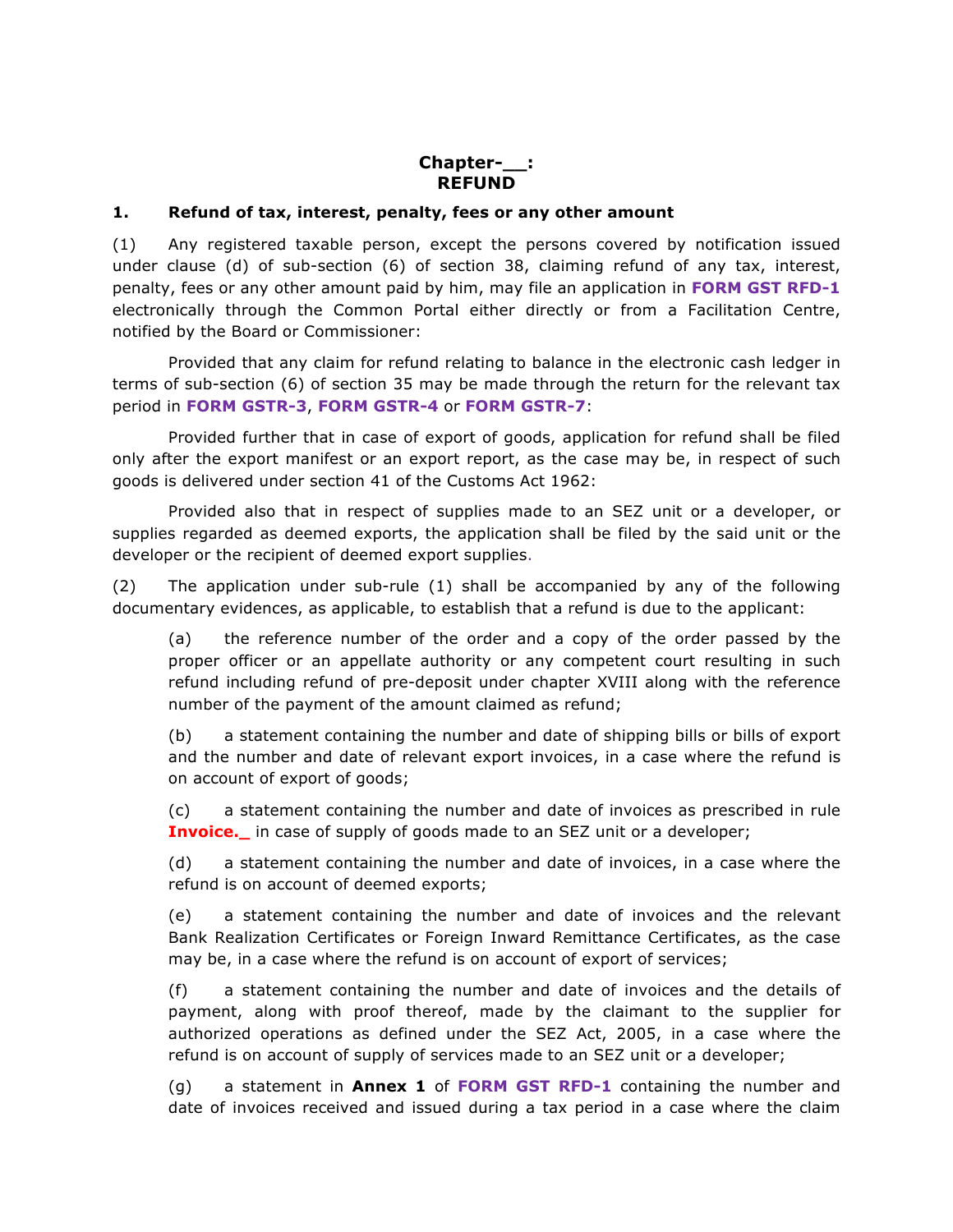# Chapter-__:
# REFUND

## 1. Refund of tax, interest, penalty, fees or any other amount

(1) Any registered taxable person, except the persons covered by notification issued under clause (d) of sub-section (6) of section 38, claiming refund of any tax, interest, penalty, fees or any other amount paid by him, may file an application in **FORM GST RFD-1** electronically through the Common Portal either directly or from a Facilitation Centre, notified by the Board or Commissioner:

Provided that any claim for refund relating to balance in the electronic cash ledger in terms of sub-section (6) of section 35 may be made through the return for the relevant tax period in **FORM GSTR-3**, **FORM GSTR-4** or **FORM GSTR-7**:

Provided further that in case of export of goods, application for refund shall be filed only after the export manifest or an export report, as the case may be, in respect of such goods is delivered under section 41 of the Customs Act 1962:

Provided also that in respect of supplies made to an SEZ unit or a developer, or supplies regarded as deemed exports, the application shall be filed by the said unit or the developer or the recipient of deemed export supplies.

(2) The application under sub-rule (1) shall be accompanied by any of the following documentary evidences, as applicable, to establish that a refund is due to the applicant:

(a) the reference number of the order and a copy of the order passed by the proper officer or an appellate authority or any competent court resulting in such refund including refund of pre-deposit under chapter XVIII along with the reference number of the payment of the amount claimed as refund;

(b) a statement containing the number and date of shipping bills or bills of export and the number and date of relevant export invoices, in a case where the refund is on account of export of goods;

(c) a statement containing the number and date of invoices as prescribed in rule **Invoice._** in case of supply of goods made to an SEZ unit or a developer;

(d) a statement containing the number and date of invoices, in a case where the refund is on account of deemed exports;

(e) a statement containing the number and date of invoices and the relevant Bank Realization Certificates or Foreign Inward Remittance Certificates, as the case may be, in a case where the refund is on account of export of services;

(f) a statement containing the number and date of invoices and the details of payment, along with proof thereof, made by the claimant to the supplier for authorized operations as defined under the SEZ Act, 2005, in a case where the refund is on account of supply of services made to an SEZ unit or a developer;

(g) a statement in **Annex 1** of **FORM GST RFD-1** containing the number and date of invoices received and issued during a tax period in a case where the claim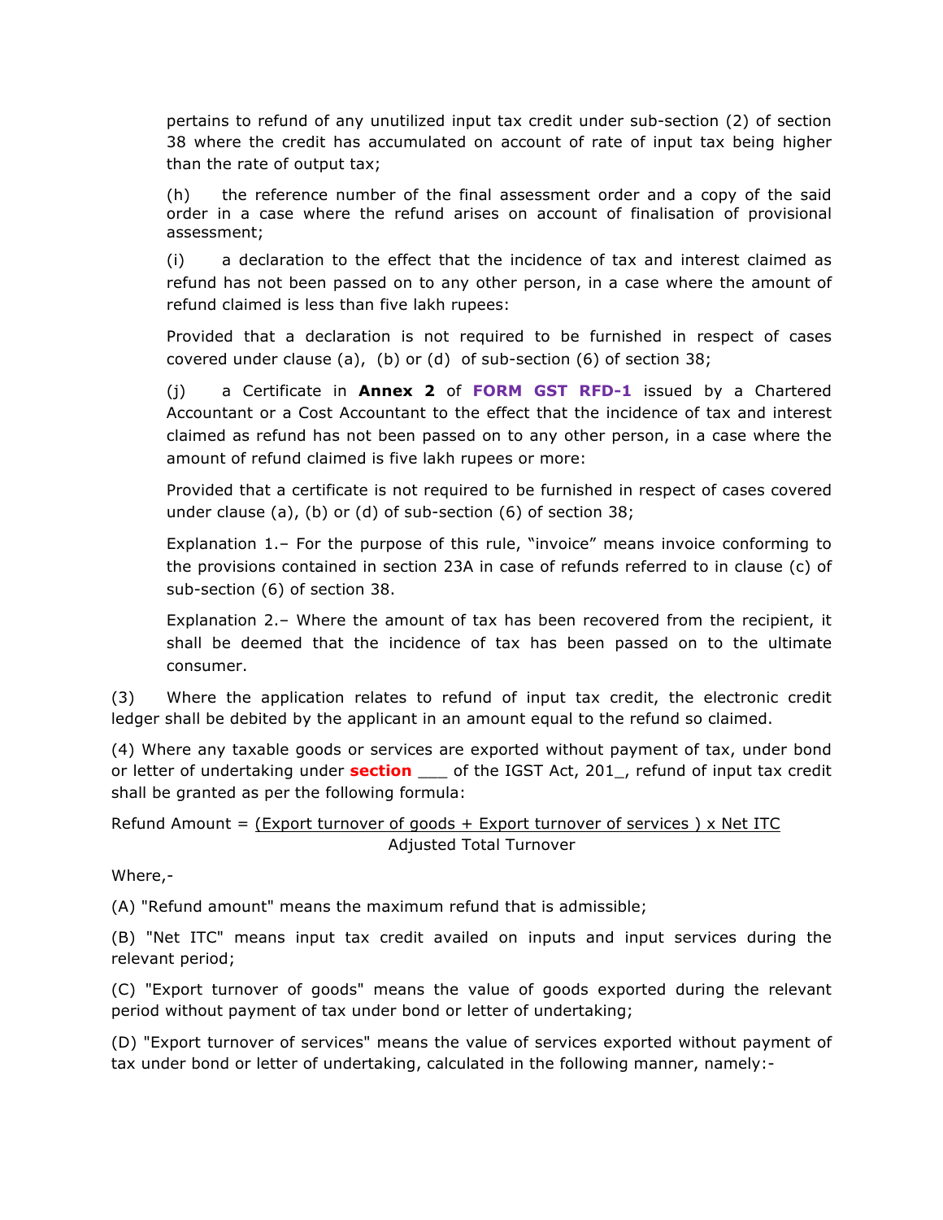pertains to refund of any unutilized input tax credit under sub-section (2) of section 38 where the credit has accumulated on account of rate of input tax being higher than the rate of output tax;

(h) the reference number of the final assessment order and a copy of the said order in a case where the refund arises on account of finalisation of provisional assessment;

(i) a declaration to the effect that the incidence of tax and interest claimed as refund has not been passed on to any other person, in a case where the amount of refund claimed is less than five lakh rupees:

Provided that a declaration is not required to be furnished in respect of cases covered under clause (a), (b) or (d) of sub-section (6) of section 38;

(j) a Certificate in **Annex 2** of **FORM GST RFD-1** issued by a Chartered Accountant or a Cost Accountant to the effect that the incidence of tax and interest claimed as refund has not been passed on to any other person, in a case where the amount of refund claimed is five lakh rupees or more:

Provided that a certificate is not required to be furnished in respect of cases covered under clause (a), (b) or (d) of sub-section (6) of section 38;

Explanation 1.– For the purpose of this rule, "invoice" means invoice conforming to the provisions contained in section 23A in case of refunds referred to in clause (c) of sub-section (6) of section 38.

Explanation 2.– Where the amount of tax has been recovered from the recipient, it shall be deemed that the incidence of tax has been passed on to the ultimate consumer.

(3) Where the application relates to refund of input tax credit, the electronic credit ledger shall be debited by the applicant in an amount equal to the refund so claimed.

(4) Where any taxable goods or services are exported without payment of tax, under bond or letter of undertaking under **section** ___ of the IGST Act, 201_, refund of input tax credit shall be granted as per the following formula:

$$\text{Refund Amount} = \frac{(\text{Export turnover of goods} + \text{Export turnover of services}) \times \text{Net ITC}}{\text{Adjusted Total Turnover}}$$

Where,-

(A) "Refund amount" means the maximum refund that is admissible;

(B) "Net ITC" means input tax credit availed on inputs and input services during the relevant period;

(C) "Export turnover of goods" means the value of goods exported during the relevant period without payment of tax under bond or letter of undertaking;

(D) "Export turnover of services" means the value of services exported without payment of tax under bond or letter of undertaking, calculated in the following manner, namely:-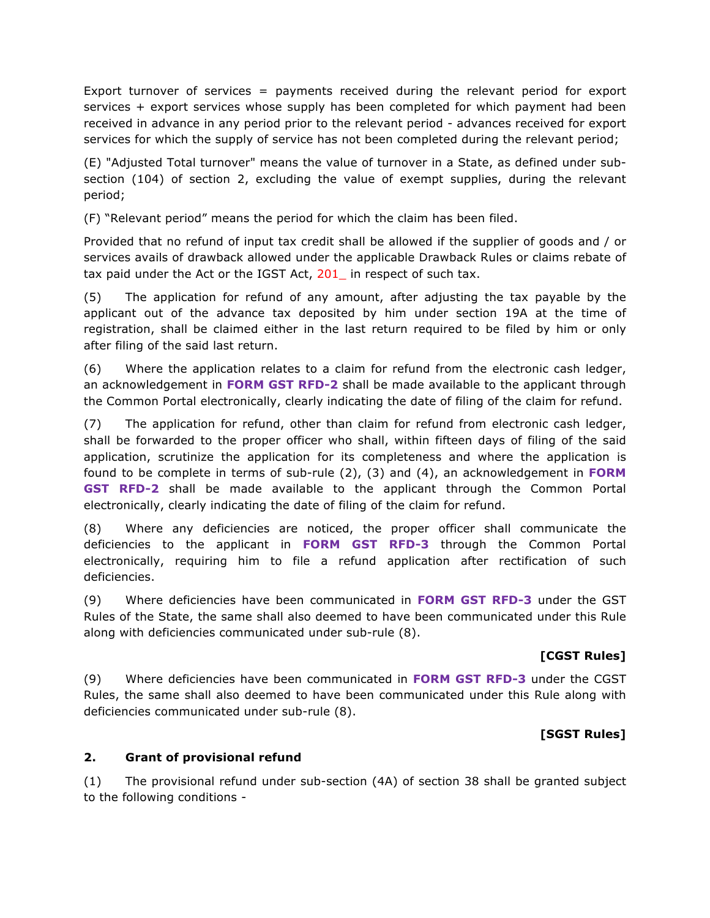Export turnover of services = payments received during the relevant period for export services + export services whose supply has been completed for which payment had been received in advance in any period prior to the relevant period - advances received for export services for which the supply of service has not been completed during the relevant period;

(E) "Adjusted Total turnover" means the value of turnover in a State, as defined under sub-section (104) of section 2, excluding the value of exempt supplies, during the relevant period;

(F) "Relevant period" means the period for which the claim has been filed.

Provided that no refund of input tax credit shall be allowed if the supplier of goods and / or services avails of drawback allowed under the applicable Drawback Rules or claims rebate of tax paid under the Act or the IGST Act, 201_ in respect of such tax.

(5) The application for refund of any amount, after adjusting the tax payable by the applicant out of the advance tax deposited by him under section 19A at the time of registration, shall be claimed either in the last return required to be filed by him or only after filing of the said last return.

(6) Where the application relates to a claim for refund from the electronic cash ledger, an acknowledgement in **FORM GST RFD-2** shall be made available to the applicant through the Common Portal electronically, clearly indicating the date of filing of the claim for refund.

(7) The application for refund, other than claim for refund from electronic cash ledger, shall be forwarded to the proper officer who shall, within fifteen days of filing of the said application, scrutinize the application for its completeness and where the application is found to be complete in terms of sub-rule (2), (3) and (4), an acknowledgement in **FORM GST RFD-2** shall be made available to the applicant through the Common Portal electronically, clearly indicating the date of filing of the claim for refund.

(8) Where any deficiencies are noticed, the proper officer shall communicate the deficiencies to the applicant in **FORM GST RFD-3** through the Common Portal electronically, requiring him to file a refund application after rectification of such deficiencies.

(9) Where deficiencies have been communicated in **FORM GST RFD-3** under the GST Rules of the State, the same shall also deemed to have been communicated under this Rule along with deficiencies communicated under sub-rule (8).

**[CGST Rules]**

(9) Where deficiencies have been communicated in **FORM GST RFD-3** under the CGST Rules, the same shall also deemed to have been communicated under this Rule along with deficiencies communicated under sub-rule (8).

**[SGST Rules]**

**2. Grant of provisional refund**

(1) The provisional refund under sub-section (4A) of section 38 shall be granted subject to the following conditions -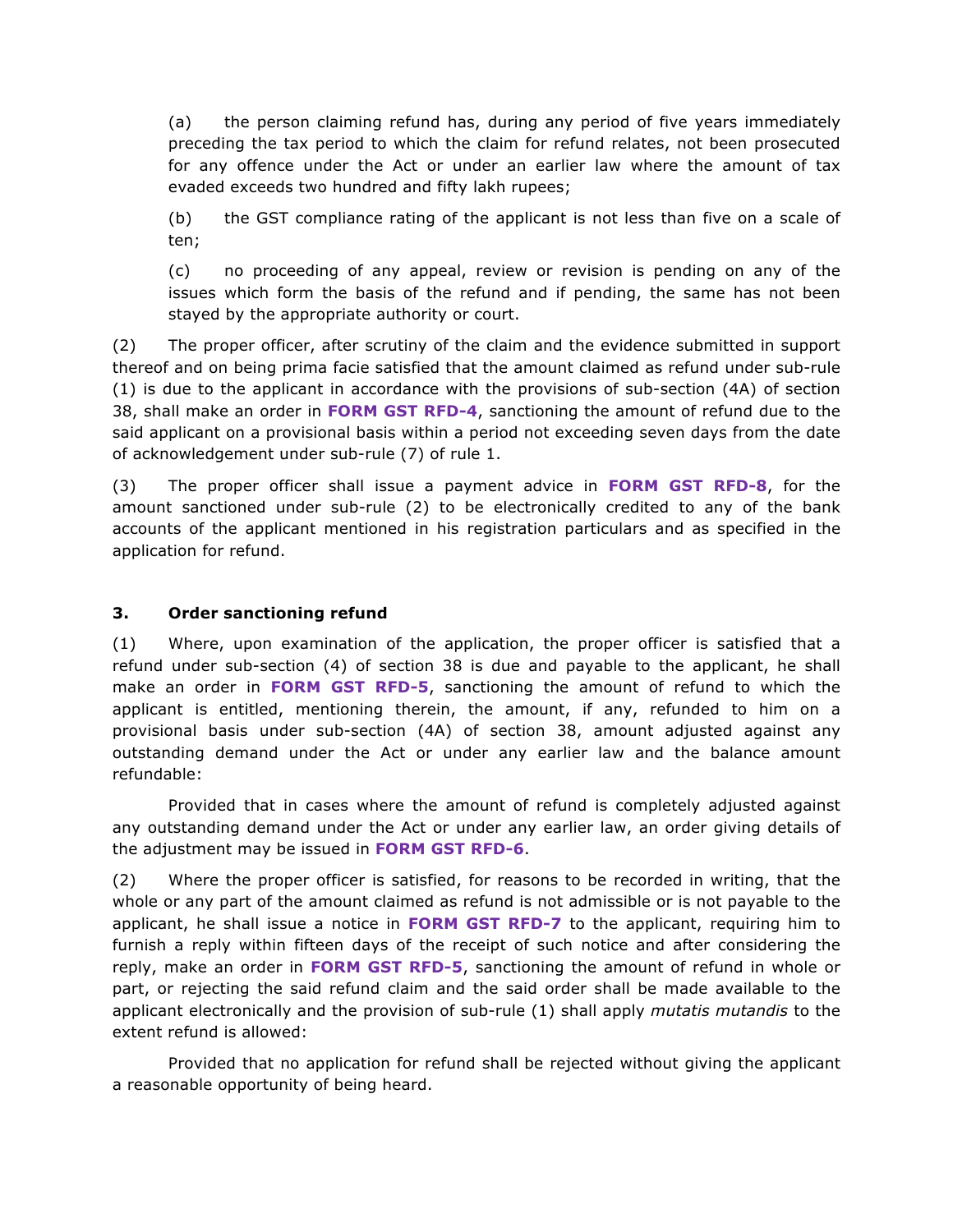(a) the person claiming refund has, during any period of five years immediately preceding the tax period to which the claim for refund relates, not been prosecuted for any offence under the Act or under an earlier law where the amount of tax evaded exceeds two hundred and fifty lakh rupees;

(b) the GST compliance rating of the applicant is not less than five on a scale of ten;

(c) no proceeding of any appeal, review or revision is pending on any of the issues which form the basis of the refund and if pending, the same has not been stayed by the appropriate authority or court.

(2) The proper officer, after scrutiny of the claim and the evidence submitted in support thereof and on being prima facie satisfied that the amount claimed as refund under sub-rule (1) is due to the applicant in accordance with the provisions of sub-section (4A) of section 38, shall make an order in **FORM GST RFD-4**, sanctioning the amount of refund due to the said applicant on a provisional basis within a period not exceeding seven days from the date of acknowledgement under sub-rule (7) of rule 1.

(3) The proper officer shall issue a payment advice in **FORM GST RFD-8**, for the amount sanctioned under sub-rule (2) to be electronically credited to any of the bank accounts of the applicant mentioned in his registration particulars and as specified in the application for refund.

### 3. Order sanctioning refund

(1) Where, upon examination of the application, the proper officer is satisfied that a refund under sub-section (4) of section 38 is due and payable to the applicant, he shall make an order in **FORM GST RFD-5**, sanctioning the amount of refund to which the applicant is entitled, mentioning therein, the amount, if any, refunded to him on a provisional basis under sub-section (4A) of section 38, amount adjusted against any outstanding demand under the Act or under any earlier law and the balance amount refundable:

Provided that in cases where the amount of refund is completely adjusted against any outstanding demand under the Act or under any earlier law, an order giving details of the adjustment may be issued in **FORM GST RFD-6**.

(2) Where the proper officer is satisfied, for reasons to be recorded in writing, that the whole or any part of the amount claimed as refund is not admissible or is not payable to the applicant, he shall issue a notice in **FORM GST RFD-7** to the applicant, requiring him to furnish a reply within fifteen days of the receipt of such notice and after considering the reply, make an order in **FORM GST RFD-5**, sanctioning the amount of refund in whole or part, or rejecting the said refund claim and the said order shall be made available to the applicant electronically and the provision of sub-rule (1) shall apply *mutatis mutandis* to the extent refund is allowed:

Provided that no application for refund shall be rejected without giving the applicant a reasonable opportunity of being heard.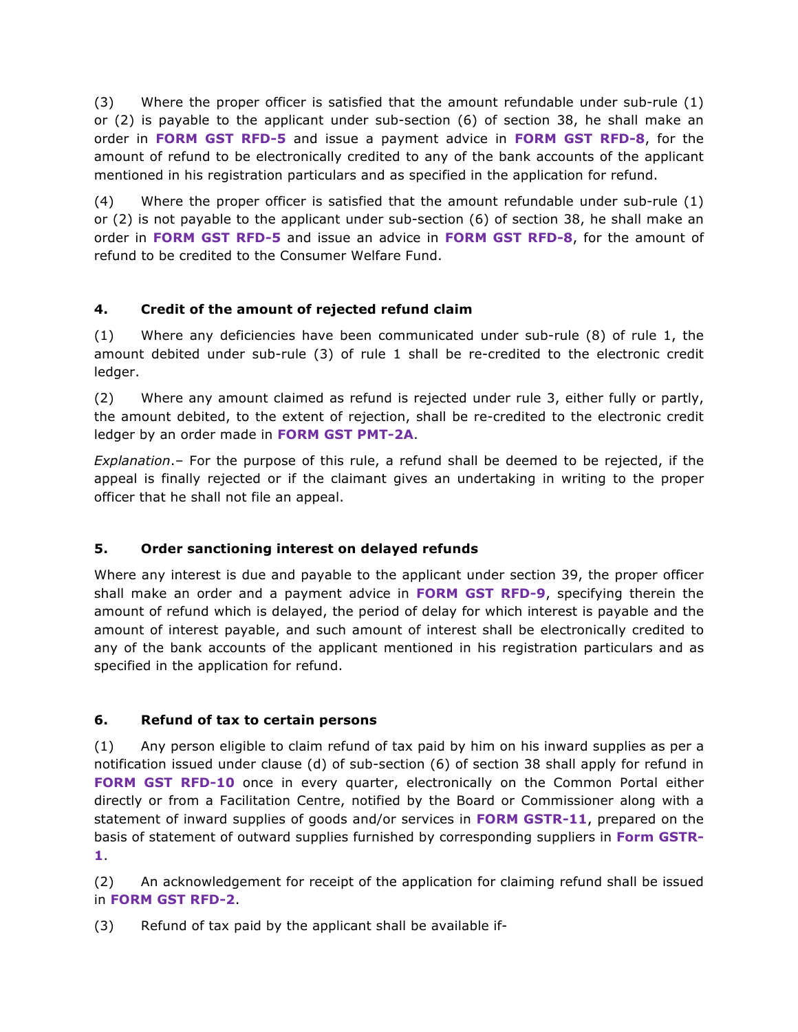(3) Where the proper officer is satisfied that the amount refundable under sub-rule (1) or (2) is payable to the applicant under sub-section (6) of section 38, he shall make an order in **FORM GST RFD-5** and issue a payment advice in **FORM GST RFD-8**, for the amount of refund to be electronically credited to any of the bank accounts of the applicant mentioned in his registration particulars and as specified in the application for refund.

(4) Where the proper officer is satisfied that the amount refundable under sub-rule (1) or (2) is not payable to the applicant under sub-section (6) of section 38, he shall make an order in **FORM GST RFD-5** and issue an advice in **FORM GST RFD-8**, for the amount of refund to be credited to the Consumer Welfare Fund.

### 4. Credit of the amount of rejected refund claim

(1) Where any deficiencies have been communicated under sub-rule (8) of rule 1, the amount debited under sub-rule (3) of rule 1 shall be re-credited to the electronic credit ledger.

(2) Where any amount claimed as refund is rejected under rule 3, either fully or partly, the amount debited, to the extent of rejection, shall be re-credited to the electronic credit ledger by an order made in **FORM GST PMT-2A**.

*Explanation*.– For the purpose of this rule, a refund shall be deemed to be rejected, if the appeal is finally rejected or if the claimant gives an undertaking in writing to the proper officer that he shall not file an appeal.

### 5. Order sanctioning interest on delayed refunds

Where any interest is due and payable to the applicant under section 39, the proper officer shall make an order and a payment advice in **FORM GST RFD-9**, specifying therein the amount of refund which is delayed, the period of delay for which interest is payable and the amount of interest payable, and such amount of interest shall be electronically credited to any of the bank accounts of the applicant mentioned in his registration particulars and as specified in the application for refund.

### 6. Refund of tax to certain persons

(1) Any person eligible to claim refund of tax paid by him on his inward supplies as per a notification issued under clause (d) of sub-section (6) of section 38 shall apply for refund in **FORM GST RFD-10** once in every quarter, electronically on the Common Portal either directly or from a Facilitation Centre, notified by the Board or Commissioner along with a statement of inward supplies of goods and/or services in **FORM GSTR-11**, prepared on the basis of statement of outward supplies furnished by corresponding suppliers in **Form GSTR-1**.

(2) An acknowledgement for receipt of the application for claiming refund shall be issued in **FORM GST RFD-2**.

(3) Refund of tax paid by the applicant shall be available if-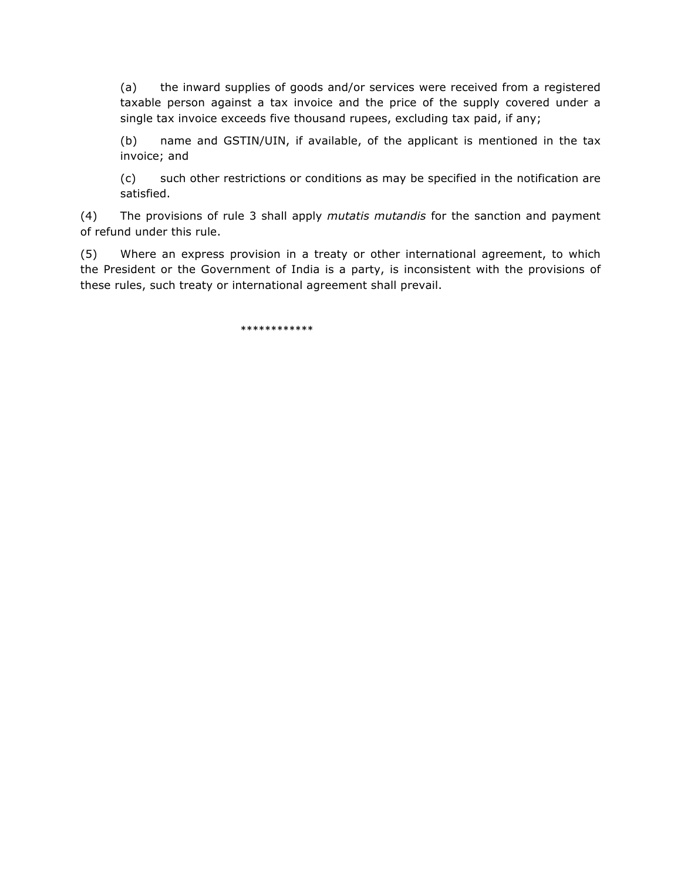(a) the inward supplies of goods and/or services were received from a registered taxable person against a tax invoice and the price of the supply covered under a single tax invoice exceeds five thousand rupees, excluding tax paid, if any;

(b) name and GSTIN/UIN, if available, of the applicant is mentioned in the tax invoice; and

(c) such other restrictions or conditions as may be specified in the notification are satisfied.

(4) The provisions of rule 3 shall apply *mutatis mutandis* for the sanction and payment of refund under this rule.

(5) Where an express provision in a treaty or other international agreement, to which the President or the Government of India is a party, is inconsistent with the provisions of these rules, such treaty or international agreement shall prevail.

************